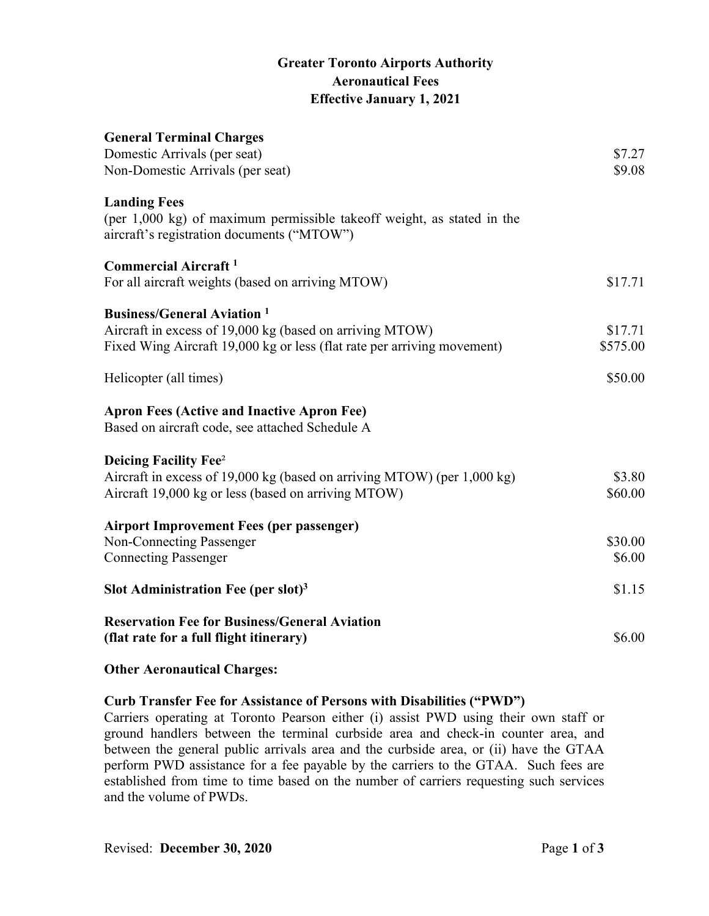# Greater Toronto Airports Authority
## Aeronautical Fees
### Effective January 1, 2021

**General Terminal Charges**

| | |
|---|---|
| Domestic Arrivals (per seat) | $7.27 |
| Non-Domestic Arrivals (per seat) | $9.08 |

**Landing Fees**

(per 1,000 kg) of maximum permissible takeoff weight, as stated in the aircraft's registration documents ("MTOW")

**Commercial Aircraft [1]**

| | |
|---|---|
| For all aircraft weights (based on arriving MTOW) | $17.71 |

**Business/General Aviation [1]**

| | |
|---|---|
| Aircraft in excess of 19,000 kg (based on arriving MTOW) | $17.71 |
| Fixed Wing Aircraft 19,000 kg or less (flat rate per arriving movement) | $575.00 |
| Helicopter (all times) | $50.00 |

**Apron Fees (Active and Inactive Apron Fee)**

Based on aircraft code, see attached Schedule A

**Deicing Facility Fee[2]**

| | |
|---|---|
| Aircraft in excess of 19,000 kg (based on arriving MTOW) (per 1,000 kg) | $3.80 |
| Aircraft 19,000 kg or less (based on arriving MTOW) | $60.00 |

**Airport Improvement Fees (per passenger)**

| | |
|---|---|
| Non-Connecting Passenger | $30.00 |
| Connecting Passenger | $6.00 |

| | |
|---|---|
| **Slot Administration Fee (per slot)[3]** | $1.15 |
| **Reservation Fee for Business/General Aviation (flat rate for a full flight itinerary)** | $6.00 |

**Other Aeronautical Charges:**

**Curb Transfer Fee for Assistance of Persons with Disabilities ("PWD")**

Carriers operating at Toronto Pearson either (i) assist PWD using their own staff or ground handlers between the terminal curbside area and check-in counter area, and between the general public arrivals area and the curbside area, or (ii) have the GTAA perform PWD assistance for a fee payable by the carriers to the GTAA. Such fees are established from time to time based on the number of carriers requesting such services and the volume of PWDs.

Revised: **December 30, 2020**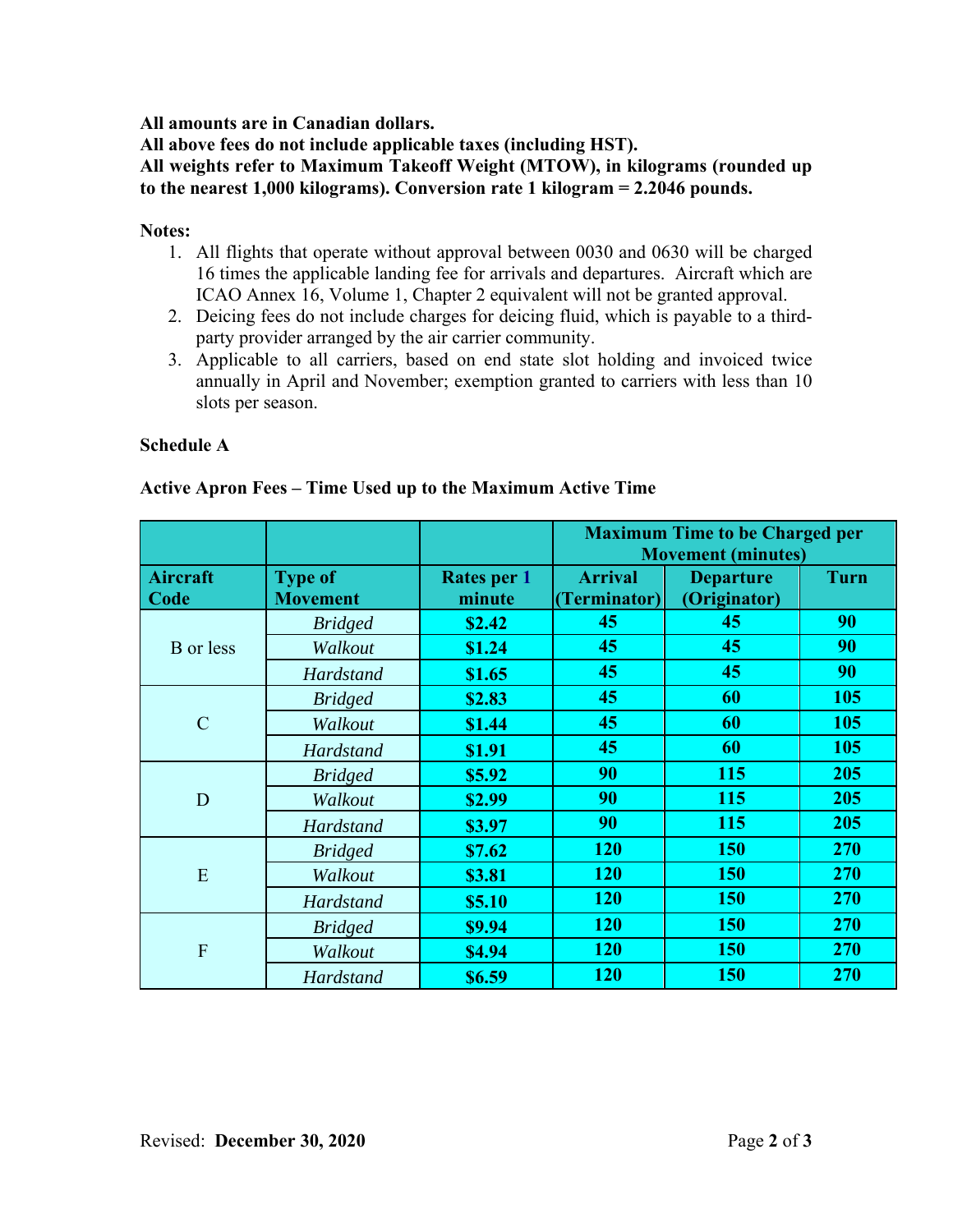**All amounts are in Canadian dollars.**
**All above fees do not include applicable taxes (including HST).**
**All weights refer to Maximum Takeoff Weight (MTOW), in kilograms (rounded up to the nearest 1,000 kilograms). Conversion rate 1 kilogram = 2.2046 pounds.**

**Notes:**

1. All flights that operate without approval between 0030 and 0630 will be charged 16 times the applicable landing fee for arrivals and departures. Aircraft which are ICAO Annex 16, Volume 1, Chapter 2 equivalent will not be granted approval.
2. Deicing fees do not include charges for deicing fluid, which is payable to a third-party provider arranged by the air carrier community.
3. Applicable to all carriers, based on end state slot holding and invoiced twice annually in April and November; exemption granted to carriers with less than 10 slots per season.

**Schedule A**

**Active Apron Fees – Time Used up to the Maximum Active Time**

| | | | Maximum Time to be Charged per Movement (minutes) | | |
|---|---|---|---|---|---|
| **Aircraft Code** | **Type of Movement** | **Rates per 1 minute** | **Arrival (Terminator)** | **Departure (Originator)** | **Turn** |
| B or less | *Bridged* | **$2.42** | **45** | **45** | **90** |
| | *Walkout* | **$1.24** | **45** | **45** | **90** |
| | *Hardstand* | **$1.65** | **45** | **45** | **90** |
| C | *Bridged* | **$2.83** | **45** | **60** | **105** |
| | *Walkout* | **$1.44** | **45** | **60** | **105** |
| | *Hardstand* | **$1.91** | **45** | **60** | **105** |
| D | *Bridged* | **$5.92** | **90** | **115** | **205** |
| | *Walkout* | **$2.99** | **90** | **115** | **205** |
| | *Hardstand* | **$3.97** | **90** | **115** | **205** |
| E | *Bridged* | **$7.62** | **120** | **150** | **270** |
| | *Walkout* | **$3.81** | **120** | **150** | **270** |
| | *Hardstand* | **$5.10** | **120** | **150** | **270** |
| F | *Bridged* | **$9.94** | **120** | **150** | **270** |
| | *Walkout* | **$4.94** | **120** | **150** | **270** |
| | *Hardstand* | **$6.59** | **120** | **150** | **270** |

Revised: **December 30, 2020**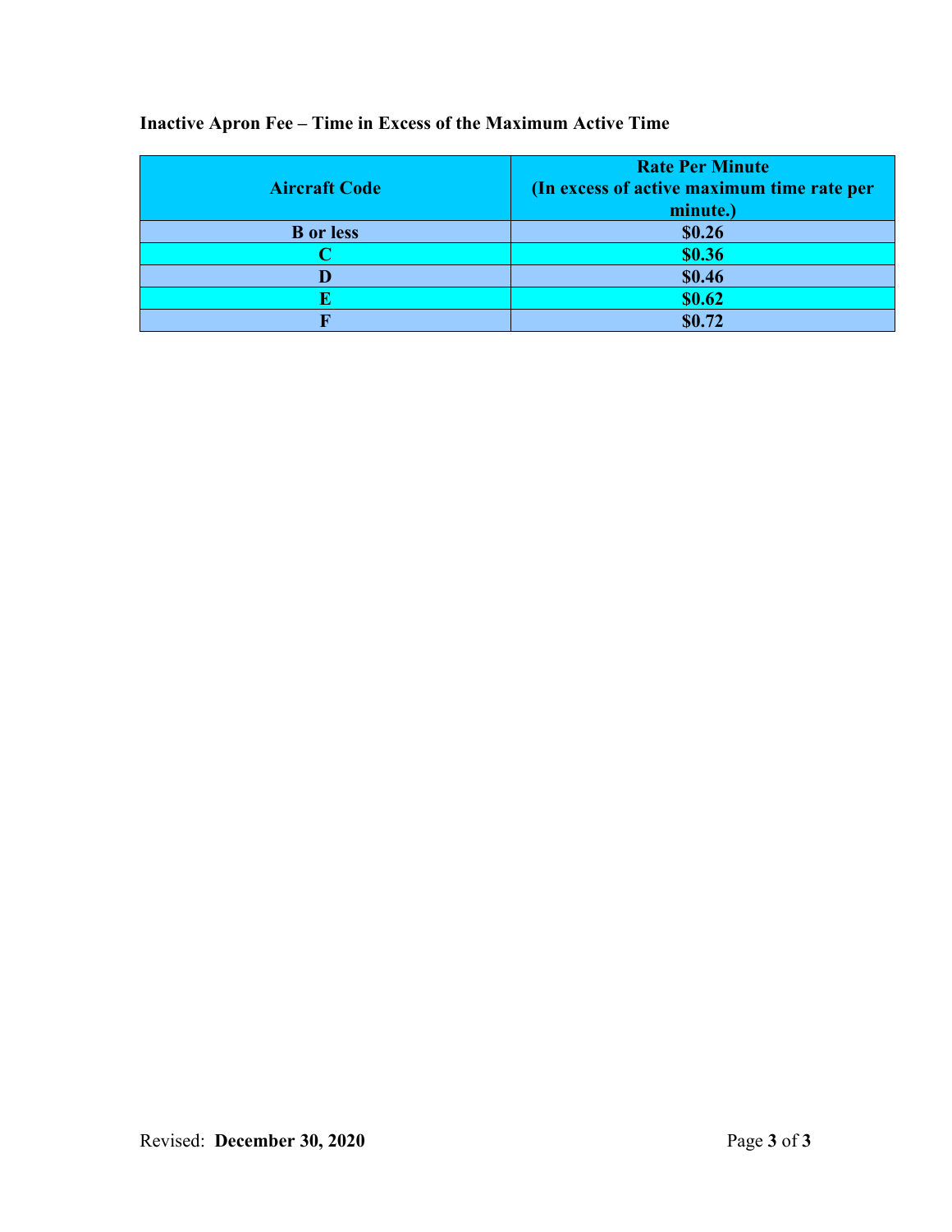**Inactive Apron Fee – Time in Excess of the Maximum Active Time**

| Aircraft Code | Rate Per Minute (In excess of active maximum time rate per minute.) |
|---|---|
| **B or less** | **$0.26** |
| **C** | **$0.36** |
| **D** | **$0.46** |
| **E** | **$0.62** |
| **F** | **$0.72** |

Revised: **December 30, 2020**